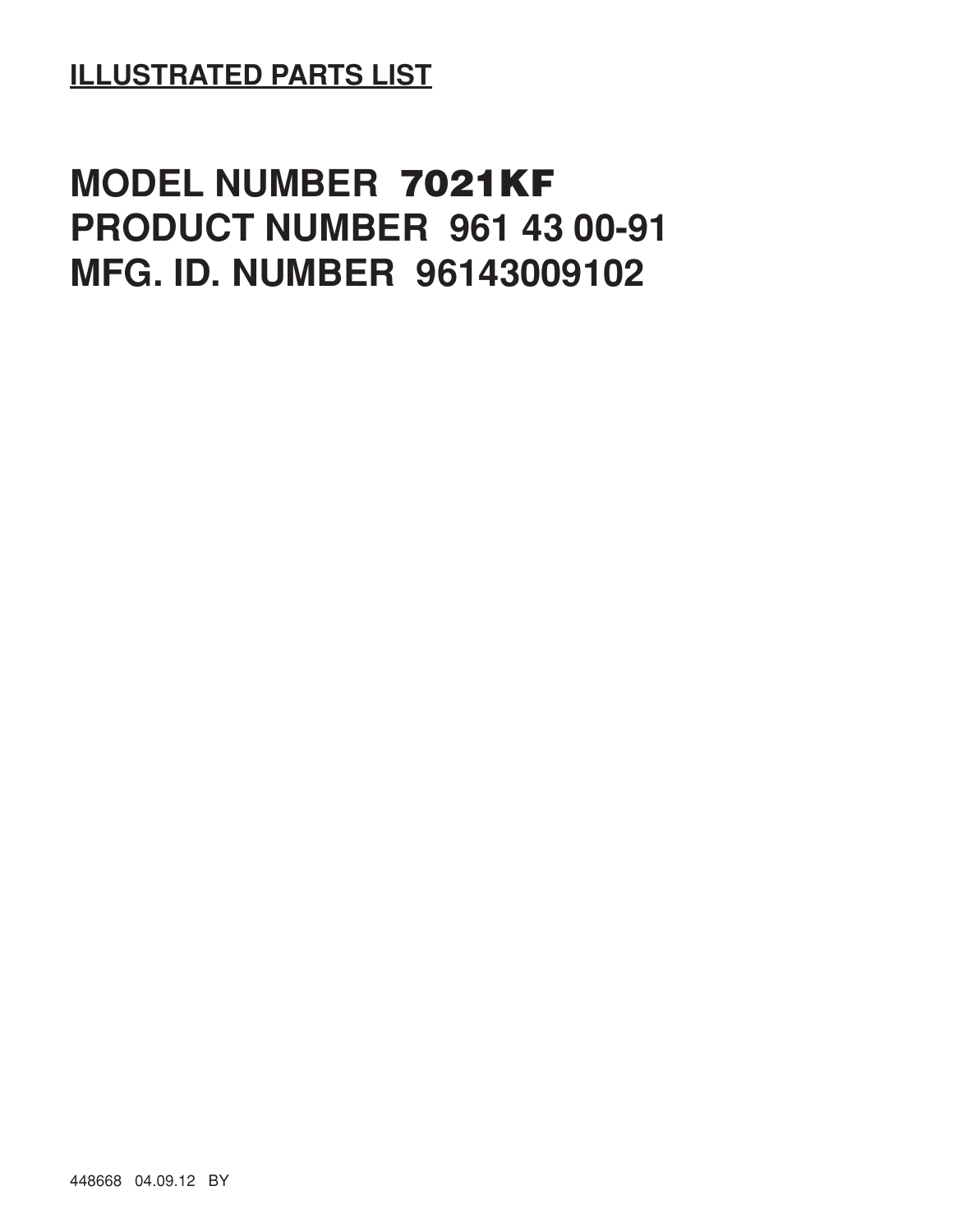**ILLUSTRATED PARTS LIST**

# MODEL NUMBER 7021KF
# PRODUCT NUMBER 961 43 00-91
# MFG. ID. NUMBER 96143009102

448668 04.09.12 BY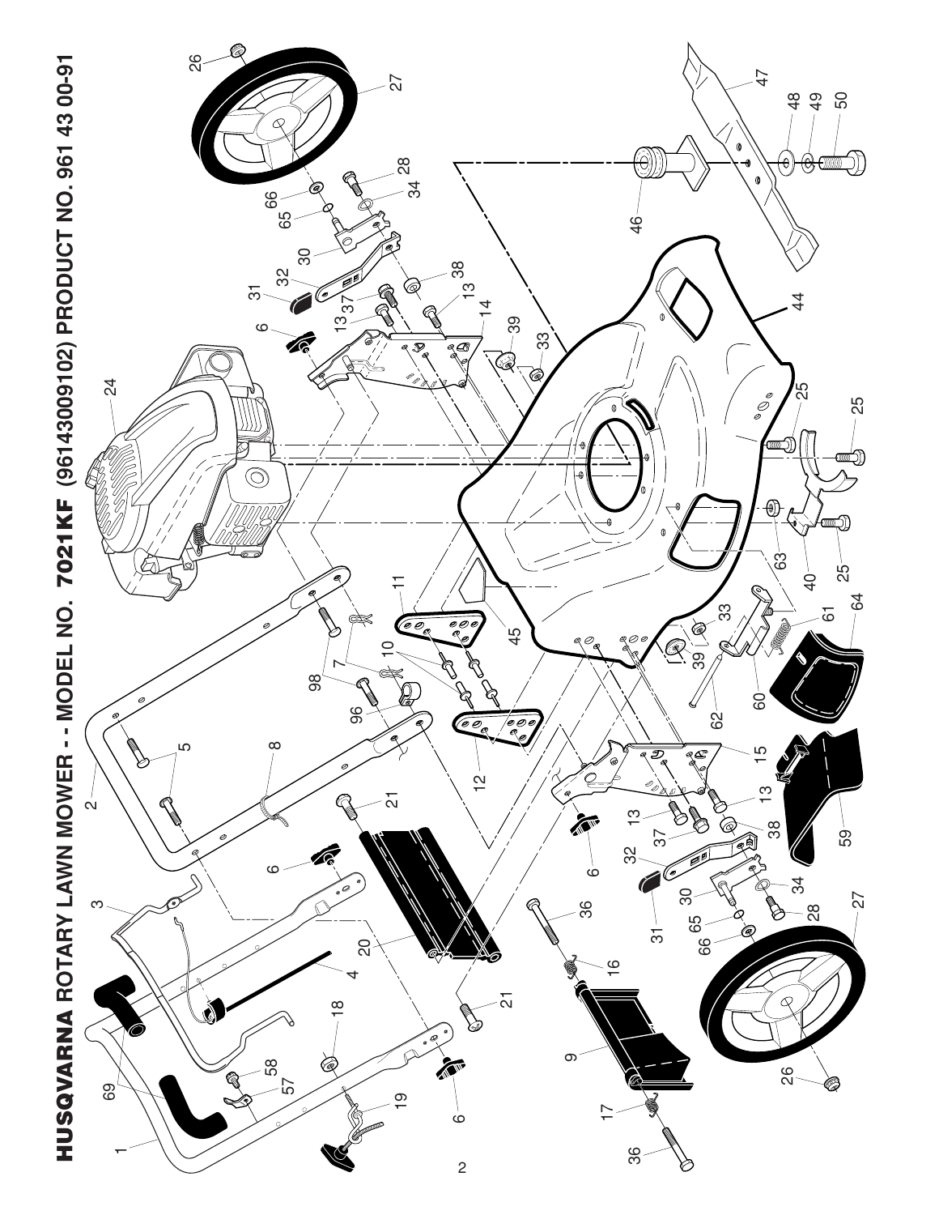# HUSQVARNA ROTARY LAWN MOWER - - MODEL NO. 7021KF (96143009102) PRODUCT NO. 961 43 00-91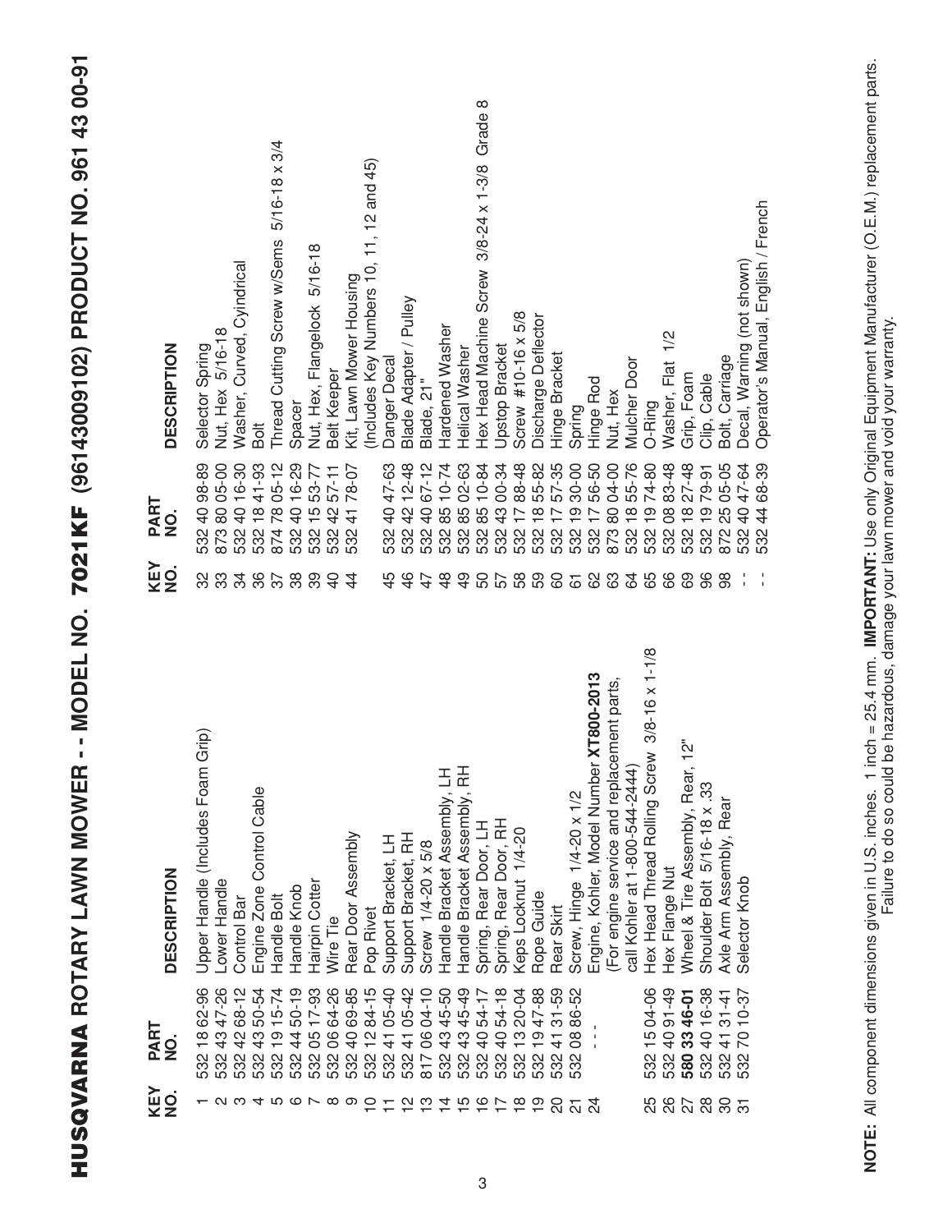# HUSQVARNA ROTARY LAWN MOWER - - MODEL NO. 7021KF (96143009102) PRODUCT NO. 961 43 00-91

| KEY NO. | PART NO. | DESCRIPTION |
|---|---|---|
| 1 | 532 18 62-96 | Upper Handle (Includes Foam Grip) |
| 2 | 532 43 47-26 | Lower Handle |
| 3 | 532 42 68-12 | Control Bar |
| 4 | 532 43 50-54 | Engine Zone Control Cable |
| 5 | 532 19 15-74 | Handle Bolt |
| 6 | 532 44 50-19 | Handle Knob |
| 7 | 532 05 17-93 | Hairpin Cotter |
| 8 | 532 06 64-26 | Wire Tie |
| 9 | 532 40 69-85 | Rear Door Assembly |
| 10 | 532 12 84-15 | Pop Rivet |
| 11 | 532 41 05-40 | Support Bracket, LH |
| 12 | 532 41 05-42 | Support Bracket, RH |
| 13 | 817 06 04-10 | Screw 1/4-20 x 5/8 |
| 14 | 532 43 45-50 | Handle Bracket Assembly, LH |
| 15 | 532 43 45-49 | Handle Bracket Assembly, RH |
| 16 | 532 40 54-17 | Spring, Rear Door, LH |
| 17 | 532 40 54-18 | Spring, Rear Door, RH |
| 18 | 532 13 20-04 | Keps Locknut 1/4-20 |
| 19 | 532 19 47-88 | Rope Guide |
| 20 | 532 41 31-59 | Rear Skirt |
| 21 | 532 08 86-52 | Screw, Hinge 1/4-20 x 1/2 |
| 24 | - - - | Engine, Kohler, Model Number **XT800-2013** (For engine service and replacement parts, call Kohler at 1-800-544-2444) |
| 25 | 532 15 04-06 | Hex Head Thread Rolling Screw 3/8-16 x 1-1/8 |
| 26 | 532 40 91-49 | Hex Flange Nut |
| 27 | **580 33 46-01** | Wheel & Tire Assembly, Rear, 12" |
| 28 | 532 40 16-38 | Shoulder Bolt 5/16-18 x .33 |
| 30 | 532 41 31-41 | Axle Arm Assembly, Rear |
| 31 | 532 70 10-37 | Selector Knob |
| 32 | 532 40 98-89 | Selector Spring |
| 33 | 873 80 05-00 | Nut, Hex 5/16-18 |
| 34 | 532 40 16-30 | Washer, Curved, Cyindrical |
| 36 | 532 18 41-93 | Bolt |
| 37 | 874 78 05-12 | Thread Cutting Screw w/Sems 5/16-18 x 3/4 |
| 38 | 532 40 16-29 | Spacer |
| 39 | 532 15 53-77 | Nut, Hex, Flangelock 5/16-18 |
| 40 | 532 42 57-11 | Belt Keeper |
| 44 | 532 41 78-07 | Kit, Lawn Mower Housing (Includes Key Numbers 10, 11, 12 and 45) |
| 45 | 532 40 47-63 | Danger Decal |
| 46 | 532 42 12-48 | Blade Adapter / Pulley |
| 47 | 532 40 67-12 | Blade, 21" |
| 48 | 532 85 10-74 | Hardened Washer |
| 49 | 532 85 02-63 | Helical Washer |
| 50 | 532 85 10-84 | Hex Head Machine Screw 3/8-24 x 1-3/8 Grade 8 |
| 57 | 532 43 00-34 | Upstop Bracket |
| 58 | 532 17 88-48 | Screw #10-16 x 5/8 |
| 59 | 532 18 55-82 | Discharge Deflector |
| 60 | 532 17 57-35 | Hinge Bracket |
| 61 | 532 19 30-00 | Spring |
| 62 | 532 17 56-50 | Hinge Rod |
| 63 | 873 80 04-00 | Nut, Hex |
| 64 | 532 18 55-76 | Mulcher Door |
| 65 | 532 19 74-80 | O-Ring |
| 66 | 532 08 83-48 | Washer, Flat 1/2 |
| 69 | 532 18 27-48 | Grip, Foam |
| 96 | 532 19 79-91 | Clip, Cable |
| 98 | 872 25 05-05 | Bolt, Carriage |
| - - | 532 40 47-64 | Decal, Warning (not shown) |
| - - | 532 44 68-39 | Operator's Manual, English / French |

**NOTE:** All component dimensions given in U.S. inches. 1 inch = 25.4 mm. **IMPORTANT:** Use only Original Equipment Manufacturer (O.E.M.) replacement parts. Failure to do so could be hazardous, damage your lawn mower and void your warranty.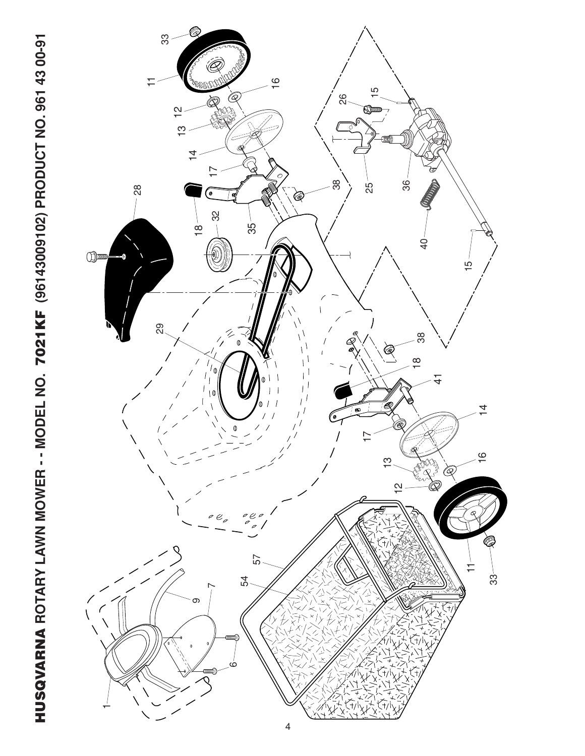# HUSQVARNA ROTARY LAWN MOWER - - MODEL NO. 7021KF (96143009102) PRODUCT NO. 961 43 00-91

1 9 7 6 54 57 29 28 18 32 35 17 14 13 12 11 33 16 38 26 15 25 36 40 15 38 18 41 17 14 16 13 12 11 33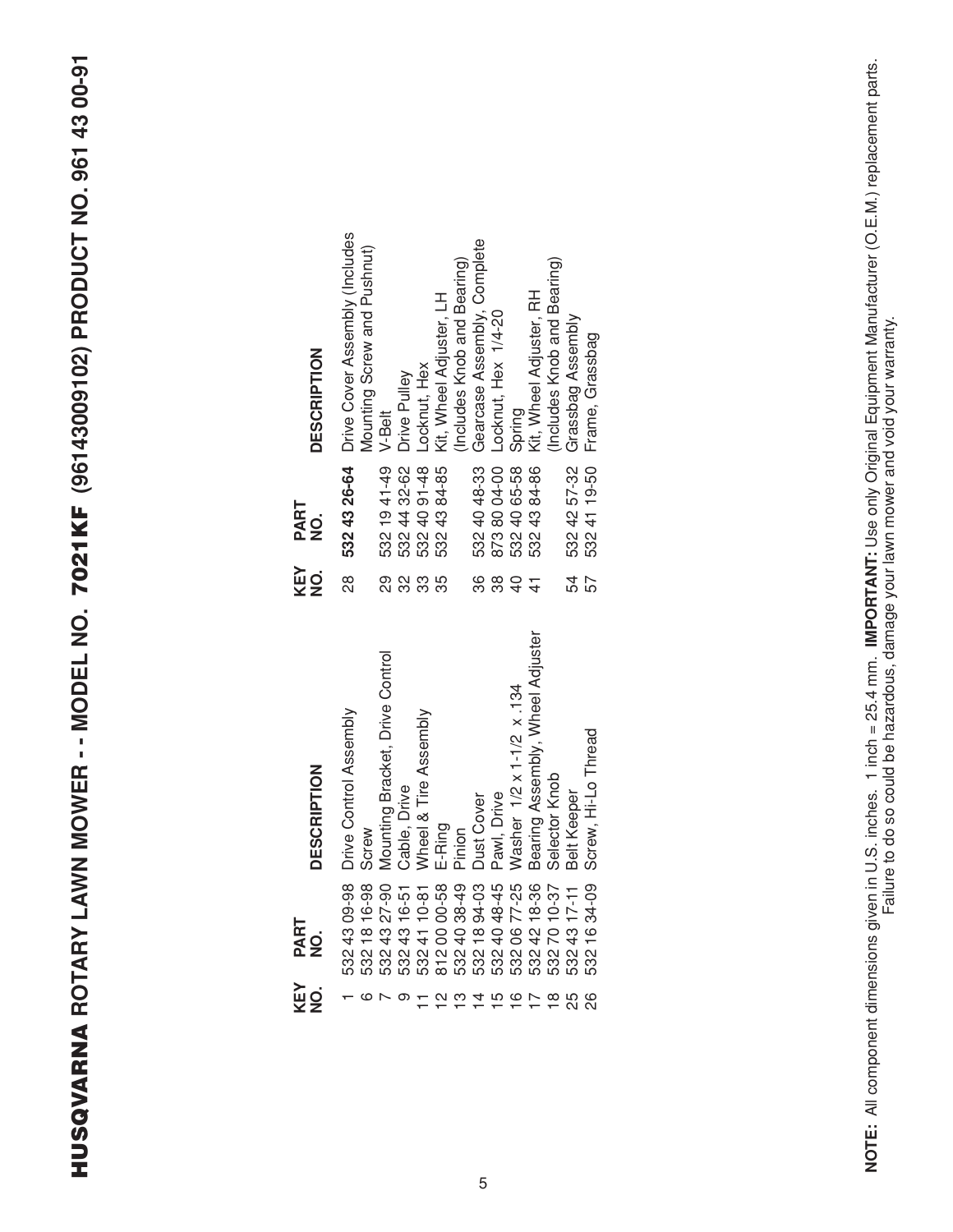# HUSQVARNA ROTARY LAWN MOWER - - MODEL NO. 7021KF (96143009102) PRODUCT NO. 961 43 00-91

| KEY NO. | PART NO. | DESCRIPTION |
|---|---|---|
| 1 | 532 43 09-98 | Drive Control Assembly |
| 6 | 532 18 16-98 | Screw |
| 7 | 532 43 27-90 | Mounting Bracket, Drive Control |
| 9 | 532 43 16-51 | Cable, Drive |
| 11 | 532 41 10-81 | Wheel & Tire Assembly |
| 12 | 812 00 00-58 | E-Ring |
| 13 | 532 40 38-49 | Pinion |
| 14 | 532 18 94-03 | Dust Cover |
| 15 | 532 40 48-45 | Pawl, Drive |
| 16 | 532 06 77-25 | Washer 1/2 x 1-1/2 x .134 |
| 17 | 532 42 18-36 | Bearing Assembly, Wheel Adjuster |
| 18 | 532 70 10-37 | Selector Knob |
| 25 | 532 43 17-11 | Belt Keeper |
| 26 | 532 16 34-09 | Screw, Hi-Lo Thread |
| 28 | **532 43 26-64** | Drive Cover Assembly (Includes Mounting Screw and Pushnut) |
| 29 | 532 19 41-49 | V-Belt |
| 32 | 532 44 32-62 | Drive Pulley |
| 33 | 532 40 91-48 | Locknut, Hex |
| 35 | 532 43 84-85 | Kit, Wheel Adjuster, LH (Includes Knob and Bearing) |
| 36 | 532 40 48-33 | Gearcase Assembly, Complete |
| 38 | 873 80 04-00 | Locknut, Hex 1/4-20 |
| 40 | 532 40 65-58 | Spring |
| 41 | 532 43 84-86 | Kit, Wheel Adjuster, RH (Includes Knob and Bearing) |
| 54 | 532 42 57-32 | Grassbag Assembly |
| 57 | 532 41 19-50 | Frame, Grassbag |

**NOTE:** All component dimensions given in U.S. inches. 1 inch = 25.4 mm. **IMPORTANT:** Use only Original Equipment Manufacturer (O.E.M.) replacement parts. Failure to do so could be hazardous, damage your lawn mower and void your warranty.